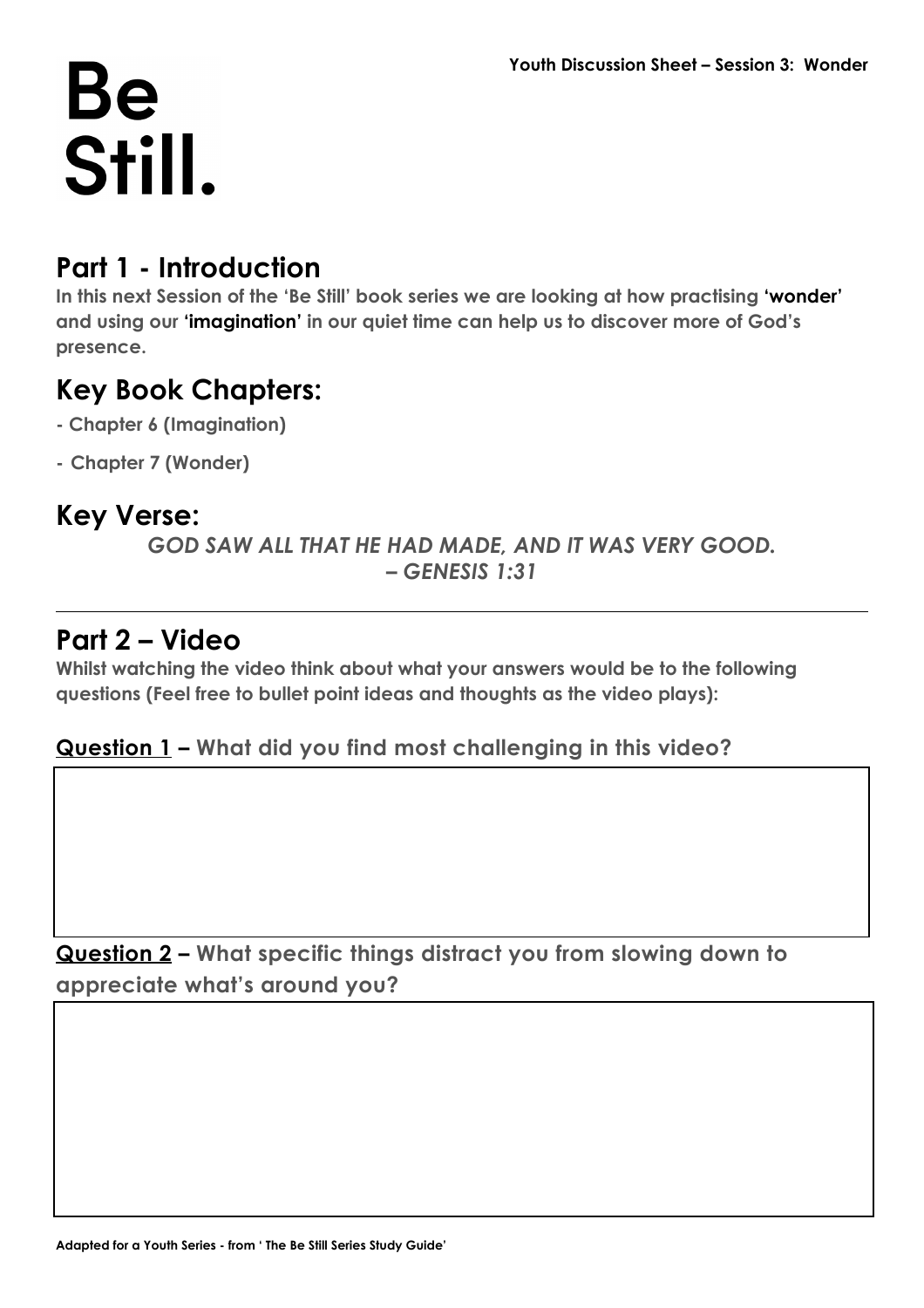Youth Discussion Sheet – Session 3: Wonder

# Be Still.

## Part 1 - Introduction

**In this next Session of the 'Be Still' book series we are looking at how practising 'wonder' and using our 'imagination' in our quiet time can help us to discover more of God's presence.**

## Key Book Chapters:

- **Chapter 6 (Imagination)**
- **Chapter 7 (Wonder)**

## Key Verse:

***GOD SAW ALL THAT HE HAD MADE, AND IT WAS VERY GOOD. – GENESIS 1:31***

---

## Part 2 – Video

**Whilst watching the video think about what your answers would be to the following questions (Feel free to bullet point ideas and thoughts as the video plays):**

**Question 1 – What did you find most challenging in this video?**

**Question 2 – What specific things distract you from slowing down to appreciate what's around you?**

Adapted for a Youth Series - from ' The Be Still Series Study Guide'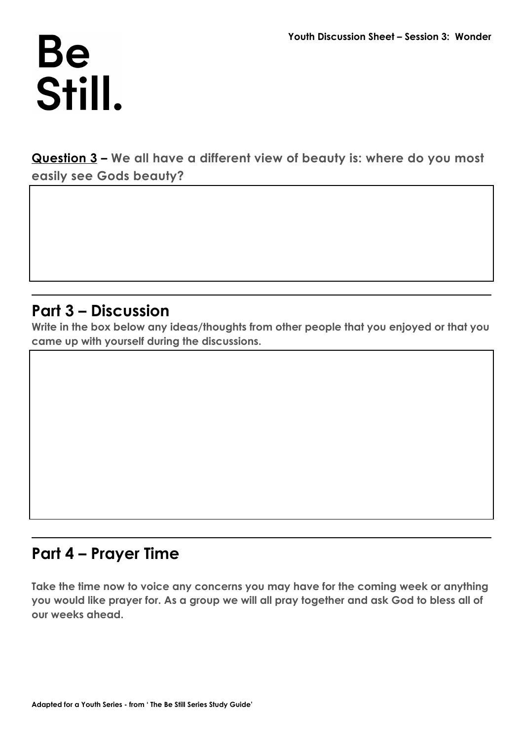# Be Still.

**Question 3 – We all have a different view of beauty is: where do you most easily see Gods beauty?**

---

## Part 3 – Discussion

**Write in the box below any ideas/thoughts from other people that you enjoyed or that you came up with yourself during the discussions.**

---

## Part 4 – Prayer Time

**Take the time now to voice any concerns you may have for the coming week or anything you would like prayer for. As a group we will all pray together and ask God to bless all of our weeks ahead.**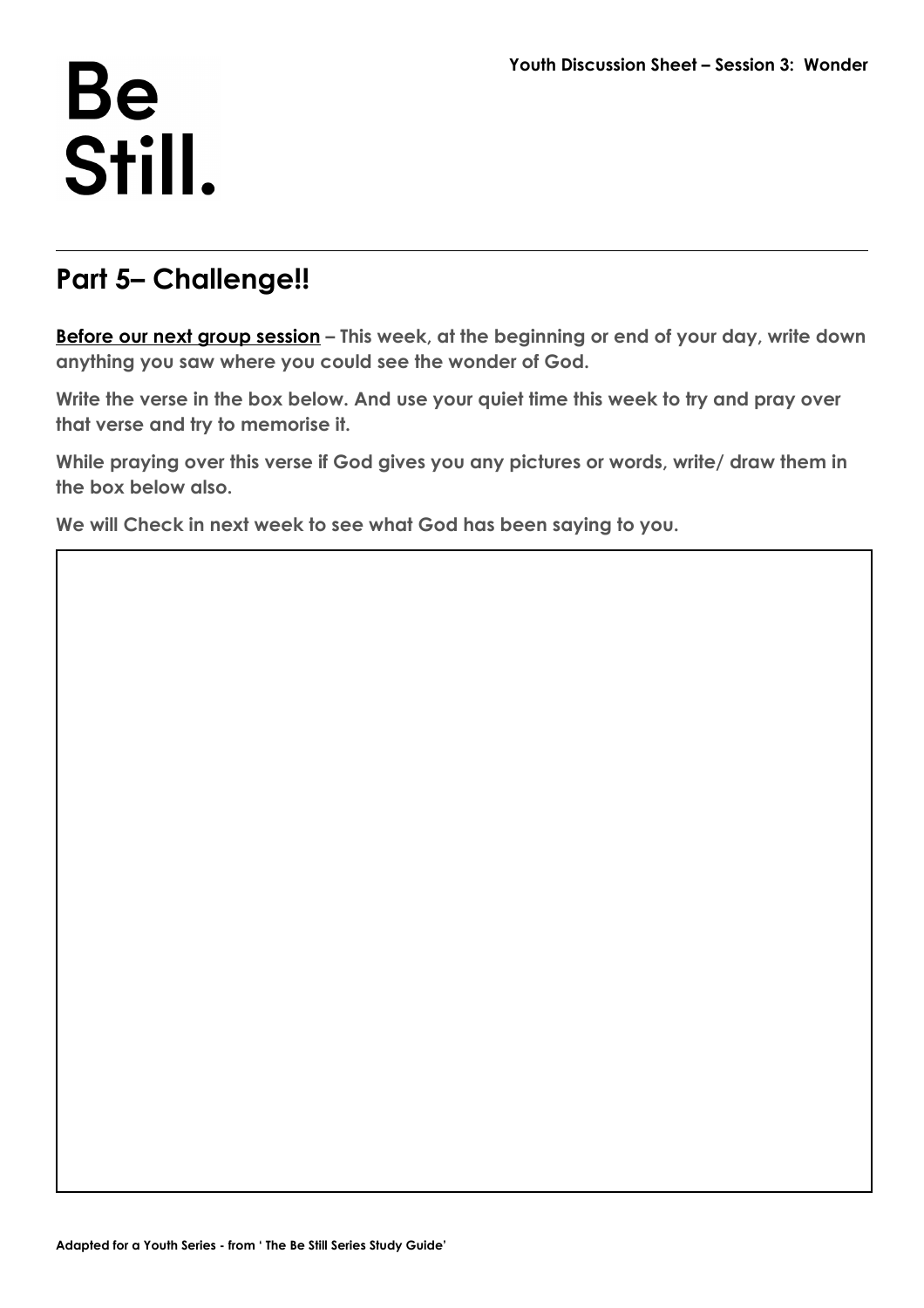## Part 5– Challenge!!

**<u>Before our next group session</u> – This week, at the beginning or end of your day, write down anything you saw where you could see the wonder of God.**

**Write the verse in the box below. And use your quiet time this week to try and pray over that verse and try to memorise it.**

**While praying over this verse if God gives you any pictures or words, write/ draw them in the box below also.**

**We will Check in next week to see what God has been saying to you.**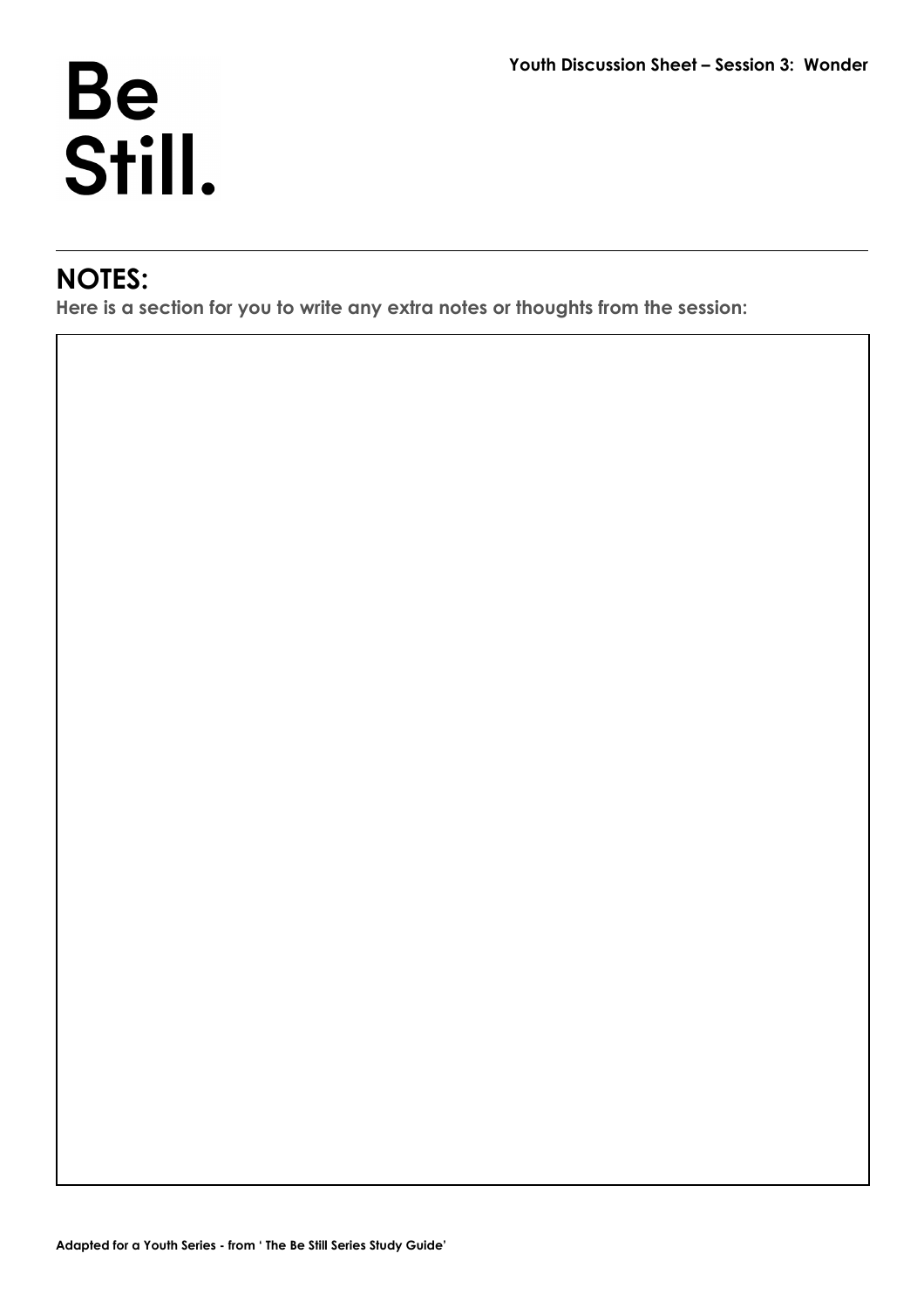## NOTES:

**Here is a section for you to write any extra notes or thoughts from the session:**